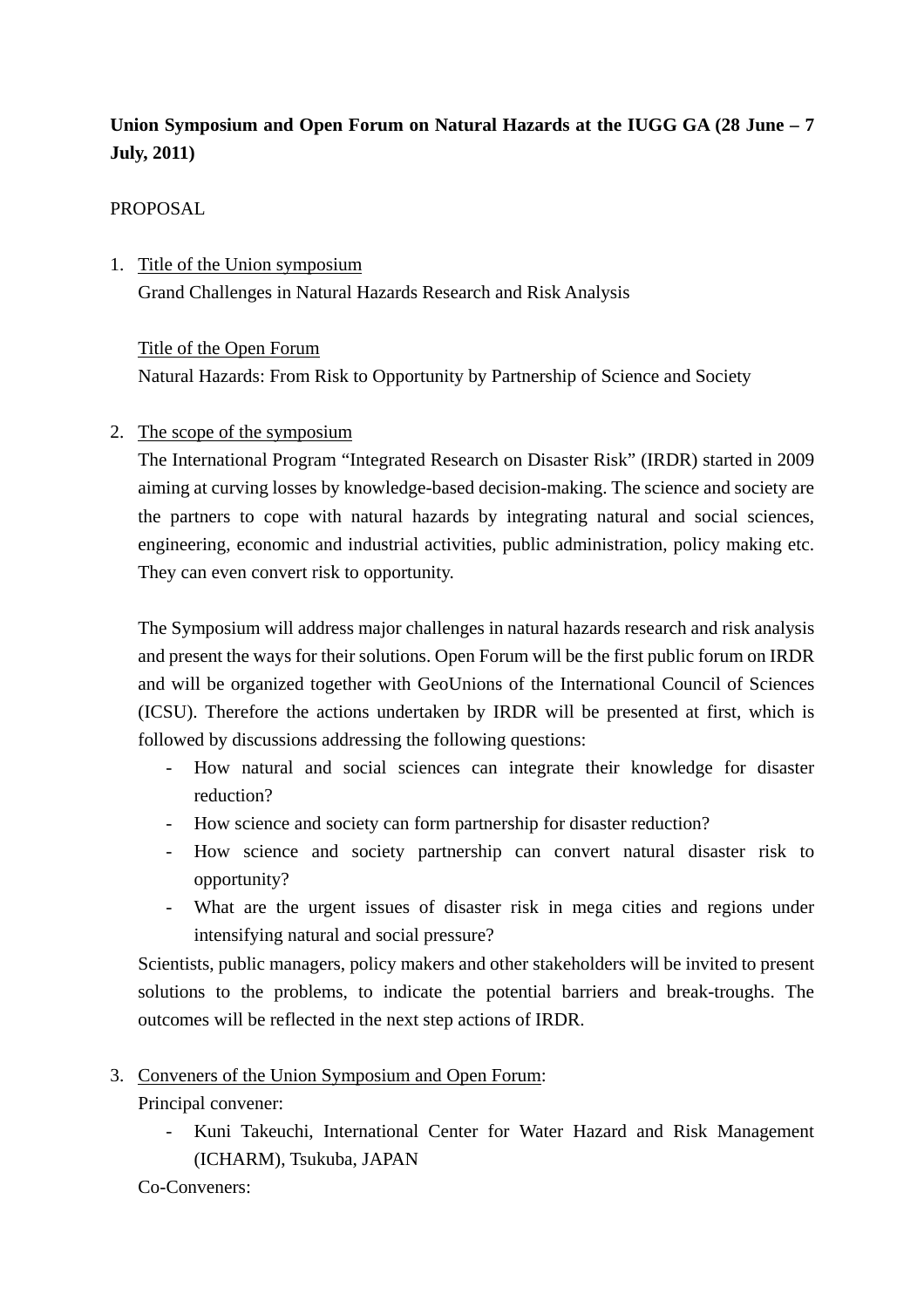**Union Symposium and Open Forum on Natural Hazards at the IUGG GA (28 June – 7 July, 2011)**

PROPOSAL

1. Title of the Union symposium
   Grand Challenges in Natural Hazards Research and Risk Analysis

   Title of the Open Forum
   Natural Hazards: From Risk to Opportunity by Partnership of Science and Society

2. The scope of the symposium
   The International Program "Integrated Research on Disaster Risk" (IRDR) started in 2009 aiming at curving losses by knowledge-based decision-making. The science and society are the partners to cope with natural hazards by integrating natural and social sciences, engineering, economic and industrial activities, public administration, policy making etc. They can even convert risk to opportunity.

   The Symposium will address major challenges in natural hazards research and risk analysis and present the ways for their solutions. Open Forum will be the first public forum on IRDR and will be organized together with GeoUnions of the International Council of Sciences (ICSU). Therefore the actions undertaken by IRDR will be presented at first, which is followed by discussions addressing the following questions:
   - How natural and social sciences can integrate their knowledge for disaster reduction?
   - How science and society can form partnership for disaster reduction?
   - How science and society partnership can convert natural disaster risk to opportunity?
   - What are the urgent issues of disaster risk in mega cities and regions under intensifying natural and social pressure?

   Scientists, public managers, policy makers and other stakeholders will be invited to present solutions to the problems, to indicate the potential barriers and break-troughs. The outcomes will be reflected in the next step actions of IRDR.

3. Conveners of the Union Symposium and Open Forum:
   Principal convener:
   - Kuni Takeuchi, International Center for Water Hazard and Risk Management (ICHARM), Tsukuba, JAPAN

   Co-Conveners: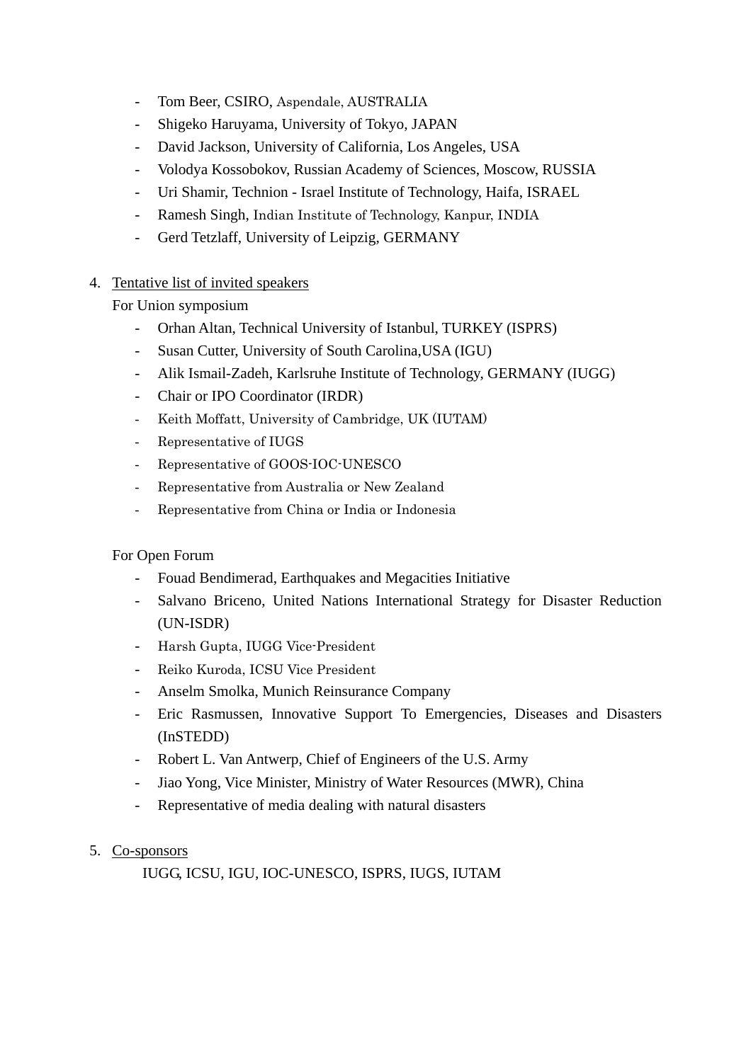- Tom Beer, CSIRO, Aspendale, AUSTRALIA
- Shigeko Haruyama, University of Tokyo, JAPAN
- David Jackson, University of California, Los Angeles, USA
- Volodya Kossobokov, Russian Academy of Sciences, Moscow, RUSSIA
- Uri Shamir, Technion - Israel Institute of Technology, Haifa, ISRAEL
- Ramesh Singh, Indian Institute of Technology, Kanpur, INDIA
- Gerd Tetzlaff, University of Leipzig, GERMANY

4. Tentative list of invited speakers

   For Union symposium

   - Orhan Altan, Technical University of Istanbul, TURKEY (ISPRS)
   - Susan Cutter, University of South Carolina,USA (IGU)
   - Alik Ismail-Zadeh, Karlsruhe Institute of Technology, GERMANY (IUGG)
   - Chair or IPO Coordinator (IRDR)
   - Keith Moffatt, University of Cambridge, UK (IUTAM)
   - Representative of IUGS
   - Representative of GOOS-IOC-UNESCO
   - Representative from Australia or New Zealand
   - Representative from China or India or Indonesia

   For Open Forum

   - Fouad Bendimerad, Earthquakes and Megacities Initiative
   - Salvano Briceno, United Nations International Strategy for Disaster Reduction (UN-ISDR)
   - Harsh Gupta, IUGG Vice-President
   - Reiko Kuroda, ICSU Vice President
   - Anselm Smolka, Munich Reinsurance Company
   - Eric Rasmussen, Innovative Support To Emergencies, Diseases and Disasters (InSTEDD)
   - Robert L. Van Antwerp, Chief of Engineers of the U.S. Army
   - Jiao Yong, Vice Minister, Ministry of Water Resources (MWR), China
   - Representative of media dealing with natural disasters

5. Co-sponsors

   IUGG, ICSU, IGU, IOC-UNESCO, ISPRS, IUGS, IUTAM